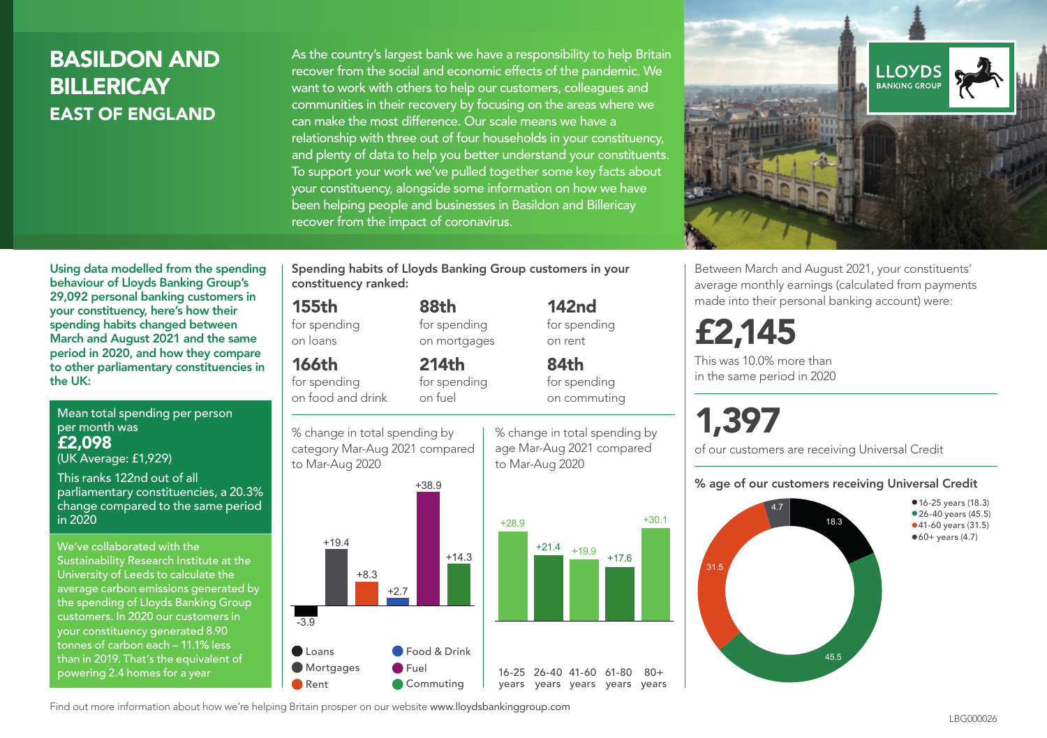# BASILDON AND BILLERICAY

## EAST OF ENGLAND

As the country's largest bank we have a responsibility to help Britain recover from the social and economic effects of the pandemic. We want to work with others to help our customers, colleagues and communities in their recovery by focusing on the areas where we can make the most difference. Our scale means we have a relationship with three out of four households in your constituency, and plenty of data to help you better understand your constituents. To support your work we've pulled together some key facts about your constituency, alongside some information on how we have been helping people and businesses in Basildon and Billericay recover from the impact of coronavirus.

**Using data modelled from the spending behaviour of Lloyds Banking Group's 29,092 personal banking customers in your constituency, here's how their spending habits changed between March and August 2021 and the same period in 2020, and how they compare to other parliamentary constituencies in the UK:**

Mean total spending per person per month was
**£2,098**
(UK Average: £1,929)

This ranks 122nd out of all parliamentary constituencies, a 20.3% change compared to the same period in 2020

We've collaborated with the Sustainability Research Institute at the University of Leeds to calculate the average carbon emissions generated by the spending of Lloyds Banking Group customers. In 2020 our customers in your constituency generated 8.90 tonnes of carbon each – 11.1% less than in 2019. That's the equivalent of powering 2.4 homes for a year

### Spending habits of Lloyds Banking Group customers in your constituency ranked:

- **155th** for spending on loans
- **88th** for spending on mortgages
- **142nd** for spending on rent
- **166th** for spending on food and drink
- **214th** for spending on fuel
- **84th** for spending on commuting

% change in total spending by category Mar-Aug 2021 compared to Mar-Aug 2020

| Category | % change |
|---|---|
| Loans | -3.9 |
| Mortgages | +19.4 |
| Rent | +8.3 |
| Food & Drink | +2.7 |
| Fuel | +38.9 |
| Commuting | +14.3 |

% change in total spending by age Mar-Aug 2021 compared to Mar-Aug 2020

| Age | % change |
|---|---|
| 16-25 years | +28.9 |
| 26-40 years | +21.4 |
| 41-60 years | +19.9 |
| 61-80 years | +17.6 |
| 80+ years | +30.1 |

Between March and August 2021, your constituents' average monthly earnings (calculated from payments made into their personal banking account) were:

**£2,145**

This was 10.0% more than in the same period in 2020

**1,397**

of our customers are receiving Universal Credit

### % age of our customers receiving Universal Credit

| Age | % |
|---|---|
| 16-25 years | 18.3 |
| 26-40 years | 45.5 |
| 41-60 years | 31.5 |
| 60+ years | 4.7 |

Find out more information about how we're helping Britain prosper on our website www.lloydsbankinggroup.com

LBG000026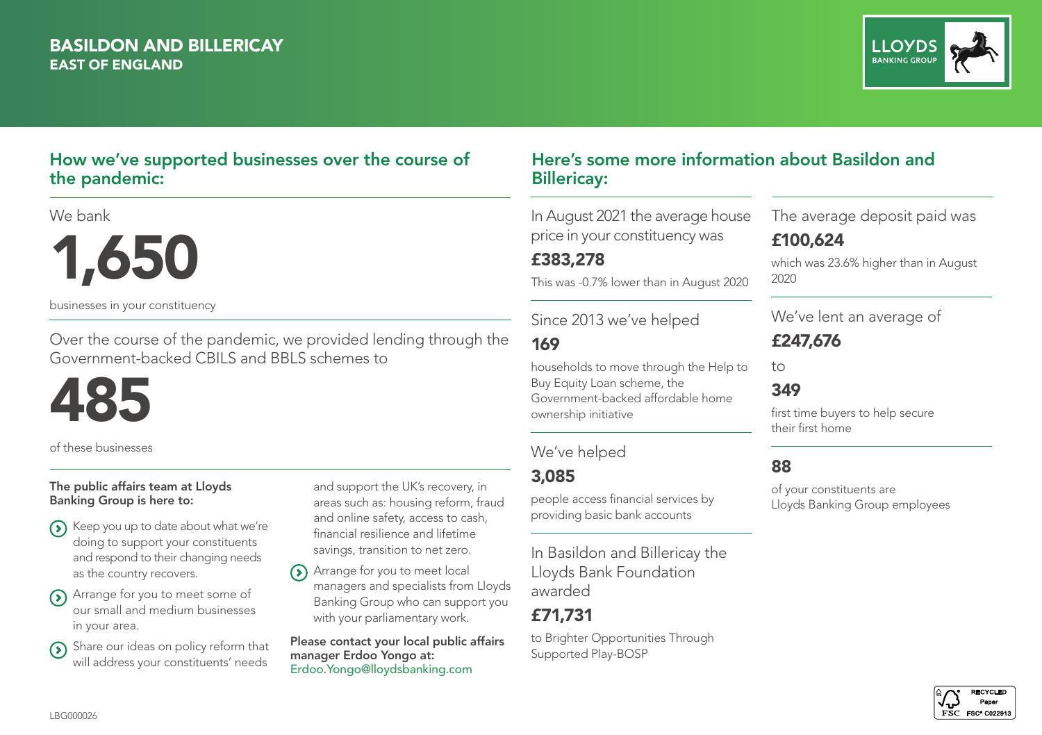**BASILDON AND BILLERICAY**
**EAST OF ENGLAND**

## How we've supported businesses over the course of the pandemic:

We bank

# 1,650

businesses in your constituency

Over the course of the pandemic, we provided lending through the Government-backed CBILS and BBLS schemes to

# 485

of these businesses

**The public affairs team at Lloyds Banking Group is here to:**

- Keep you up to date about what we're doing to support your constituents and respond to their changing needs as the country recovers.
- Arrange for you to meet some of our small and medium businesses in your area.
- Share our ideas on policy reform that will address your constituents' needs and support the UK's recovery, in areas such as: housing reform, fraud and online safety, access to cash, financial resilience and lifetime savings, transition to net zero.
- Arrange for you to meet local managers and specialists from Lloyds Banking Group who can support you with your parliamentary work.

**Please contact your local public affairs manager Erdoo Yongo at:**
Erdoo.Yongo@lloydsbanking.com

## Here's some more information about Basildon and Billericay:

In August 2021 the average house price in your constituency was

**£383,278**

This was -0.7% lower than in August 2020

The average deposit paid was

**£100,624**

which was 23.6% higher than in August 2020

Since 2013 we've helped

**169**

households to move through the Help to Buy Equity Loan scheme, the Government-backed affordable home ownership initiative

We've lent an average of

**£247,676**

to

**349**

first time buyers to help secure their first home

We've helped

**3,085**

people access financial services by providing basic bank accounts

**88**

of your constituents are Lloyds Banking Group employees

In Basildon and Billericay the Lloyds Bank Foundation awarded

**£71,731**

to Brighter Opportunities Through Supported Play-BOSP

LBG000026